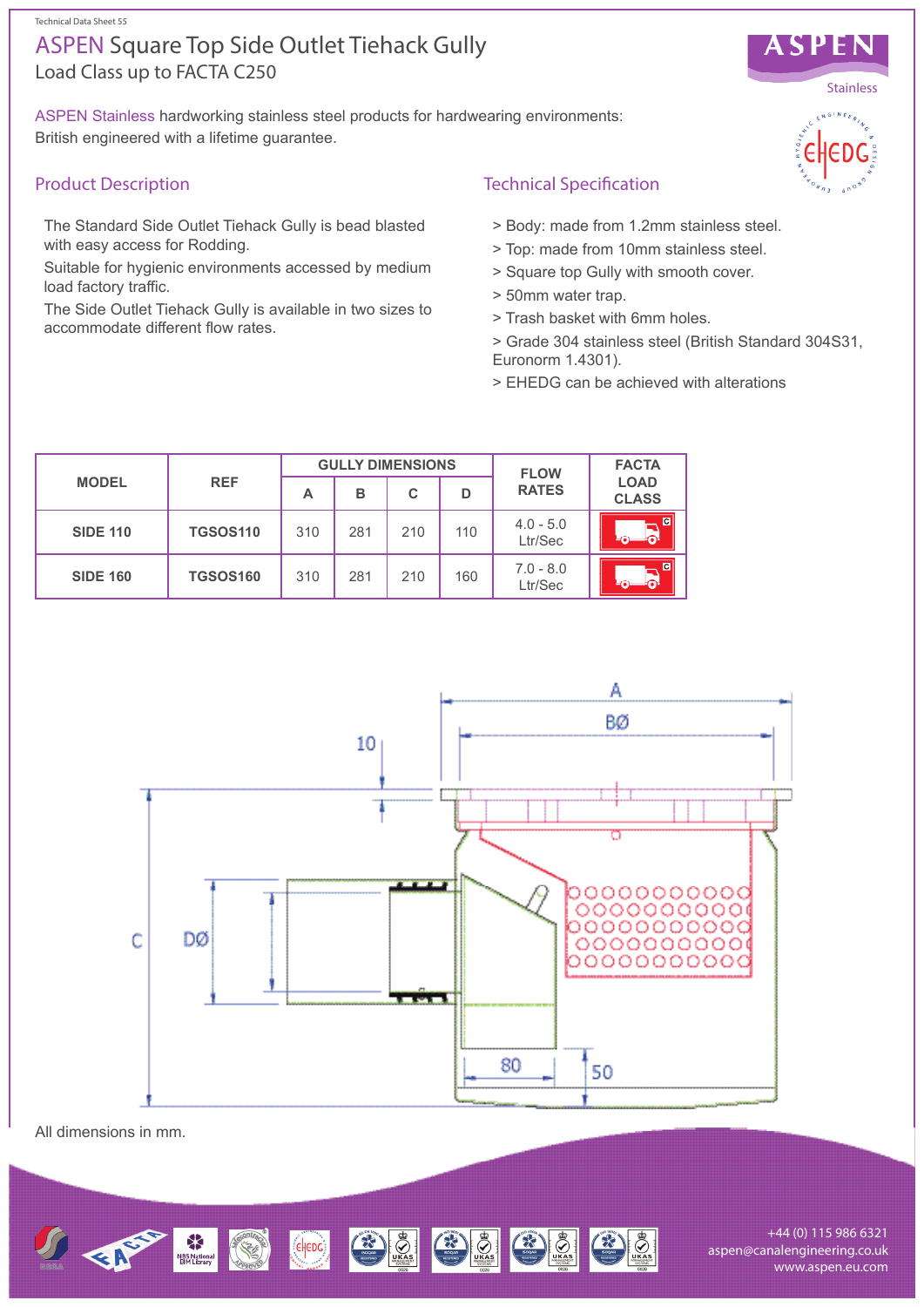Technical Data Sheet 55

# ASPEN Square Top Side Outlet Tiehack Gully

Load Class up to FACTA C250

ASPEN Stainless hardworking stainless steel products for hardwearing environments: British engineered with a lifetime guarantee.

## Product Description

The Standard Side Outlet Tiehack Gully is bead blasted with easy access for Rodding.

Suitable for hygienic environments accessed by medium load factory traffic.

The Side Outlet Tiehack Gully is available in two sizes to accommodate different flow rates.

## Technical Specification

> Body: made from 1.2mm stainless steel.

> Top: made from 10mm stainless steel.

> Square top Gully with smooth cover.

> 50mm water trap.

> Trash basket with 6mm holes.

> Grade 304 stainless steel (British Standard 304S31, Euronorm 1.4301).

> EHEDG can be achieved with alterations

| MODEL | REF | GULLY DIMENSIONS | | | | FLOW RATES | FACTA LOAD CLASS |
|---|---|---|---|---|---|---|---|
| | | A | B | C | D | | |
| SIDE 110 | TGSOS110 | 310 | 281 | 210 | 110 | 4.0 - 5.0 Ltr/Sec | C |
| SIDE 160 | TGSOS160 | 310 | 281 | 210 | 160 | 7.0 - 8.0 Ltr/Sec | C |

All dimensions in mm.

+44 (0) 115 986 6321
aspen@canalengineering.co.uk
www.aspen.eu.com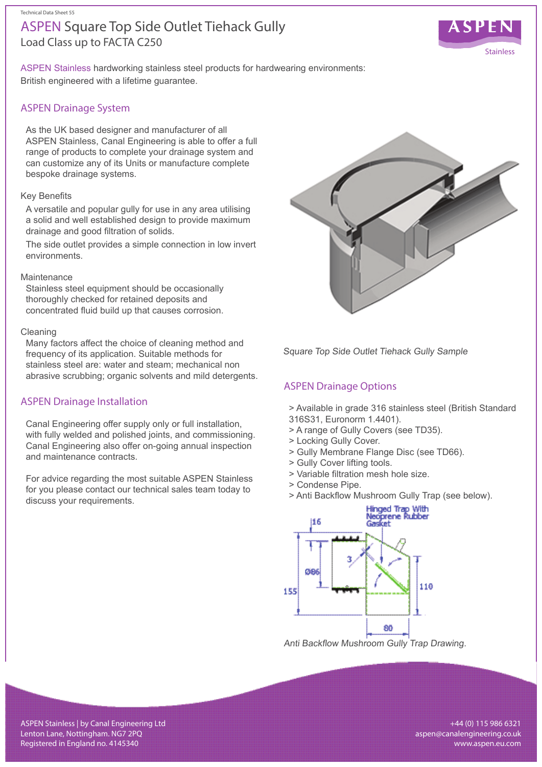Technical Data Sheet 55

# ASPEN Square Top Side Outlet Tiehack Gully

Load Class up to FACTA C250

ASPEN Stainless hardworking stainless steel products for hardwearing environments: British engineered with a lifetime guarantee.

## ASPEN Drainage System

As the UK based designer and manufacturer of all ASPEN Stainless, Canal Engineering is able to offer a full range of products to complete your drainage system and can customize any of its Units or manufacture complete bespoke drainage systems.

### Key Benefits

A versatile and popular gully for use in any area utilising a solid and well established design to provide maximum drainage and good filtration of solids.

The side outlet provides a simple connection in low invert environments.

### Maintenance

Stainless steel equipment should be occasionally thoroughly checked for retained deposits and concentrated fluid build up that causes corrosion.

### Cleaning

Many factors affect the choice of cleaning method and frequency of its application. Suitable methods for stainless steel are: water and steam; mechanical non abrasive scrubbing; organic solvents and mild detergents.

## ASPEN Drainage Installation

Canal Engineering offer supply only or full installation, with fully welded and polished joints, and commissioning. Canal Engineering also offer on-going annual inspection and maintenance contracts.

For advice regarding the most suitable ASPEN Stainless for you please contact our technical sales team today to discuss your requirements.

*Square Top Side Outlet Tiehack Gully Sample*

## ASPEN Drainage Options

- > Available in grade 316 stainless steel (British Standard 316S31, Euronorm 1.4401).
- > A range of Gully Covers (see TD35).
- > Locking Gully Cover.
- > Gully Membrane Flange Disc (see TD66).
- > Gully Cover lifting tools.
- > Variable filtration mesh hole size.
- > Condense Pipe.
- > Anti Backflow Mushroom Gully Trap (see below).

Hinged Trap With Neoprene Rubber Gasket

16

3

Ø86

155

110

80

*Anti Backflow Mushroom Gully Trap Drawing.*

ASPEN Stainless | by Canal Engineering Ltd
Lenton Lane, Nottingham. NG7 2PQ
Registered in England no. 4145340

+44 (0) 115 986 6321
aspen@canalengineering.co.uk
www.aspen.eu.com